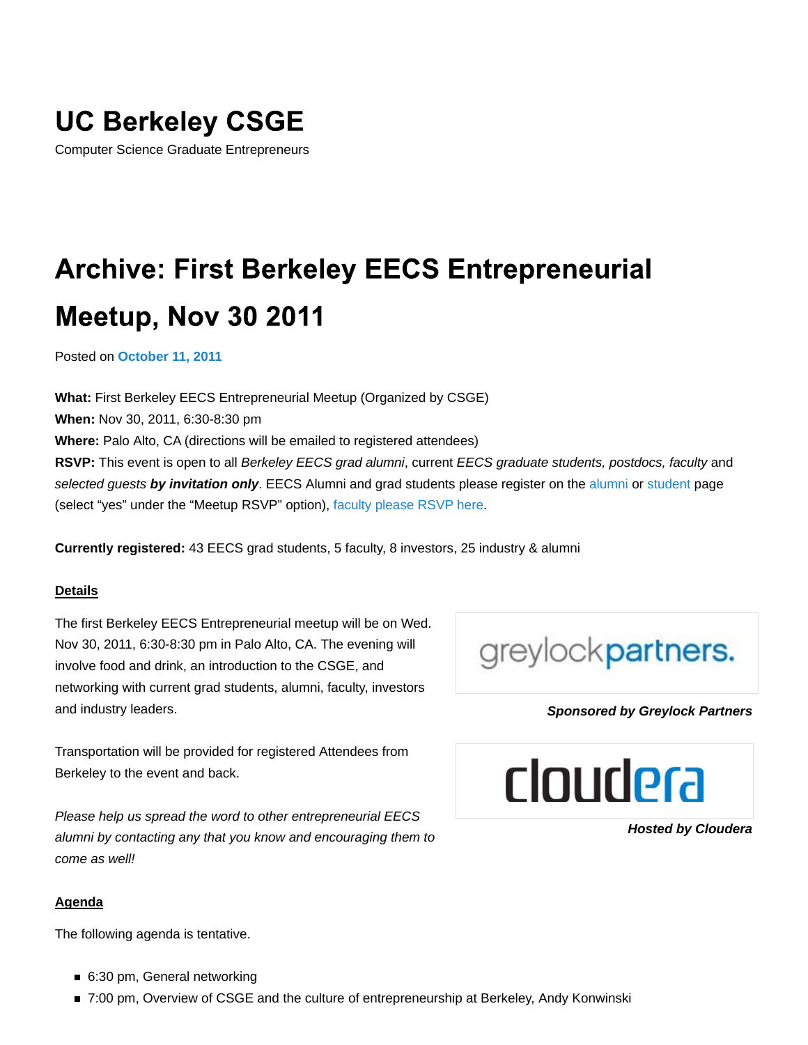# UC Berkeley CSGE

Computer Science Graduate Entrepreneurs

## Archive: First Berkeley EECS Entrepreneurial Meetup, Nov 30 2011

Posted on **October 11, 2011**

**What:** First Berkeley EECS Entrepreneurial Meetup (Organized by CSGE)
**When:** Nov 30, 2011, 6:30-8:30 pm
**Where:** Palo Alto, CA (directions will be emailed to registered attendees)
**RSVP:** This event is open to all *Berkeley EECS grad alumni*, current *EECS graduate students, postdocs, faculty* and *selected guests* ***by invitation only***. EECS Alumni and grad students please register on the alumni or student page (select "yes" under the "Meetup RSVP" option), faculty please RSVP here.

**Currently registered:** 43 EECS grad students, 5 faculty, 8 investors, 25 industry & alumni

### Details

The first Berkeley EECS Entrepreneurial meetup will be on Wed. Nov 30, 2011, 6:30-8:30 pm in Palo Alto, CA. The evening will involve food and drink, an introduction to the CSGE, and networking with current grad students, alumni, faculty, investors and industry leaders.

***Sponsored by Greylock Partners***

Transportation will be provided for registered Attendees from Berkeley to the event and back.

***Hosted by Cloudera***

*Please help us spread the word to other entrepreneurial EECS alumni by contacting any that you know and encouraging them to come as well!*

### Agenda

The following agenda is tentative.

- 6:30 pm, General networking
- 7:00 pm, Overview of CSGE and the culture of entrepreneurship at Berkeley, Andy Konwinski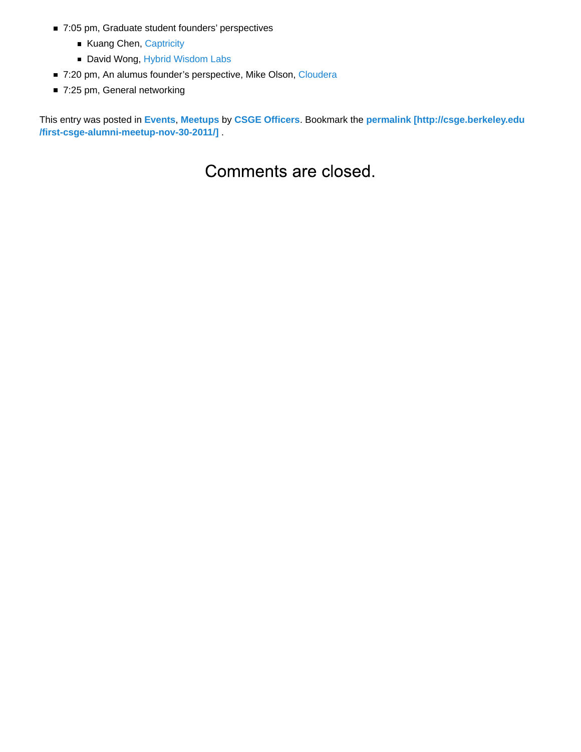- 7:05 pm, Graduate student founders' perspectives
  - Kuang Chen, Captricity
  - David Wong, Hybrid Wisdom Labs
- 7:20 pm, An alumus founder's perspective, Mike Olson, Cloudera
- 7:25 pm, General networking

This entry was posted in **Events**, **Meetups** by **CSGE Officers**. Bookmark the **permalink [http://csge.berkeley.edu/first-csge-alumni-meetup-nov-30-2011/]** .

## Comments are closed.